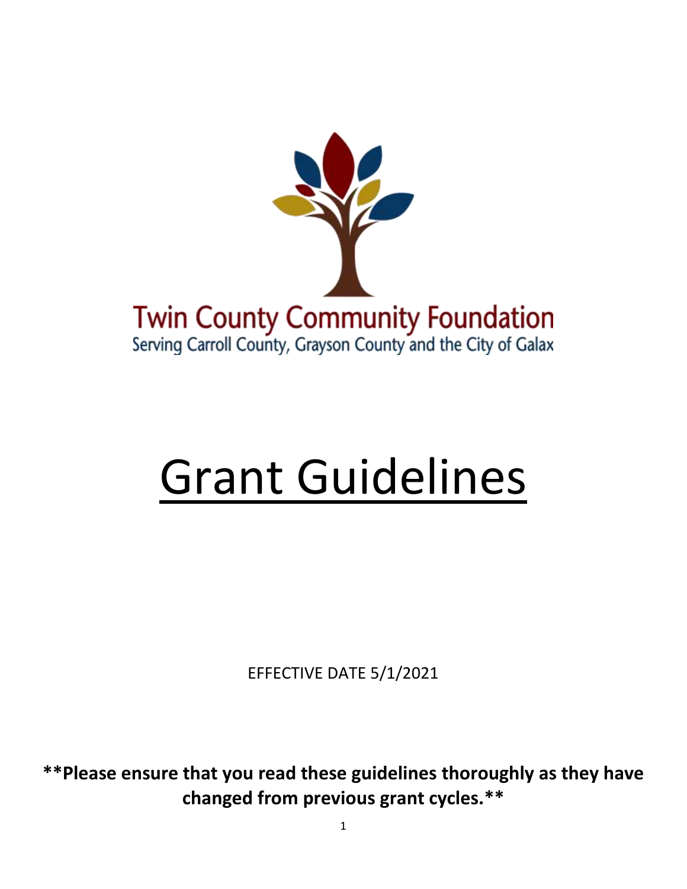Twin County Community Foundation

Serving Carroll County, Grayson County and the City of Galax

# Grant Guidelines

EFFECTIVE DATE 5/1/2021

**\*\*Please ensure that you read these guidelines thoroughly as they have changed from previous grant cycles.\*\***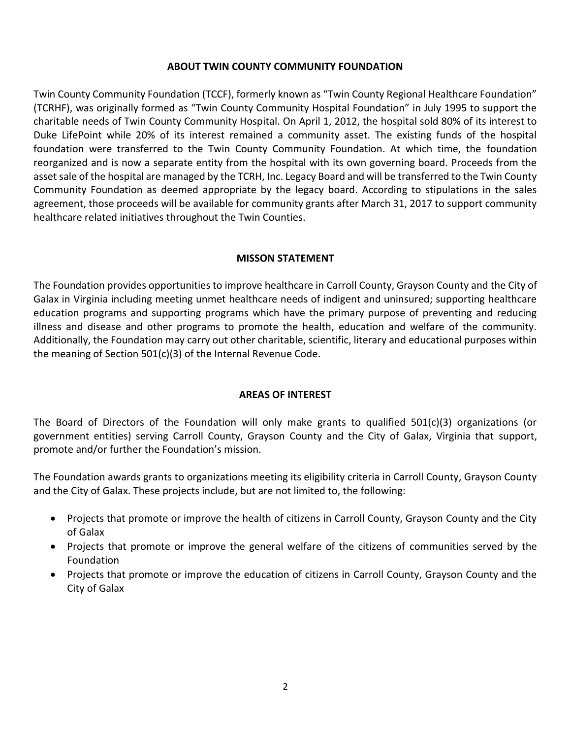## ABOUT TWIN COUNTY COMMUNITY FOUNDATION

Twin County Community Foundation (TCCF), formerly known as "Twin County Regional Healthcare Foundation" (TCRHF), was originally formed as "Twin County Community Hospital Foundation" in July 1995 to support the charitable needs of Twin County Community Hospital. On April 1, 2012, the hospital sold 80% of its interest to Duke LifePoint while 20% of its interest remained a community asset. The existing funds of the hospital foundation were transferred to the Twin County Community Foundation. At which time, the foundation reorganized and is now a separate entity from the hospital with its own governing board. Proceeds from the asset sale of the hospital are managed by the TCRH, Inc. Legacy Board and will be transferred to the Twin County Community Foundation as deemed appropriate by the legacy board. According to stipulations in the sales agreement, those proceeds will be available for community grants after March 31, 2017 to support community healthcare related initiatives throughout the Twin Counties.

## MISSON STATEMENT

The Foundation provides opportunities to improve healthcare in Carroll County, Grayson County and the City of Galax in Virginia including meeting unmet healthcare needs of indigent and uninsured; supporting healthcare education programs and supporting programs which have the primary purpose of preventing and reducing illness and disease and other programs to promote the health, education and welfare of the community. Additionally, the Foundation may carry out other charitable, scientific, literary and educational purposes within the meaning of Section 501(c)(3) of the Internal Revenue Code.

## AREAS OF INTEREST

The Board of Directors of the Foundation will only make grants to qualified 501(c)(3) organizations (or government entities) serving Carroll County, Grayson County and the City of Galax, Virginia that support, promote and/or further the Foundation's mission.

The Foundation awards grants to organizations meeting its eligibility criteria in Carroll County, Grayson County and the City of Galax. These projects include, but are not limited to, the following:

- Projects that promote or improve the health of citizens in Carroll County, Grayson County and the City of Galax
- Projects that promote or improve the general welfare of the citizens of communities served by the Foundation
- Projects that promote or improve the education of citizens in Carroll County, Grayson County and the City of Galax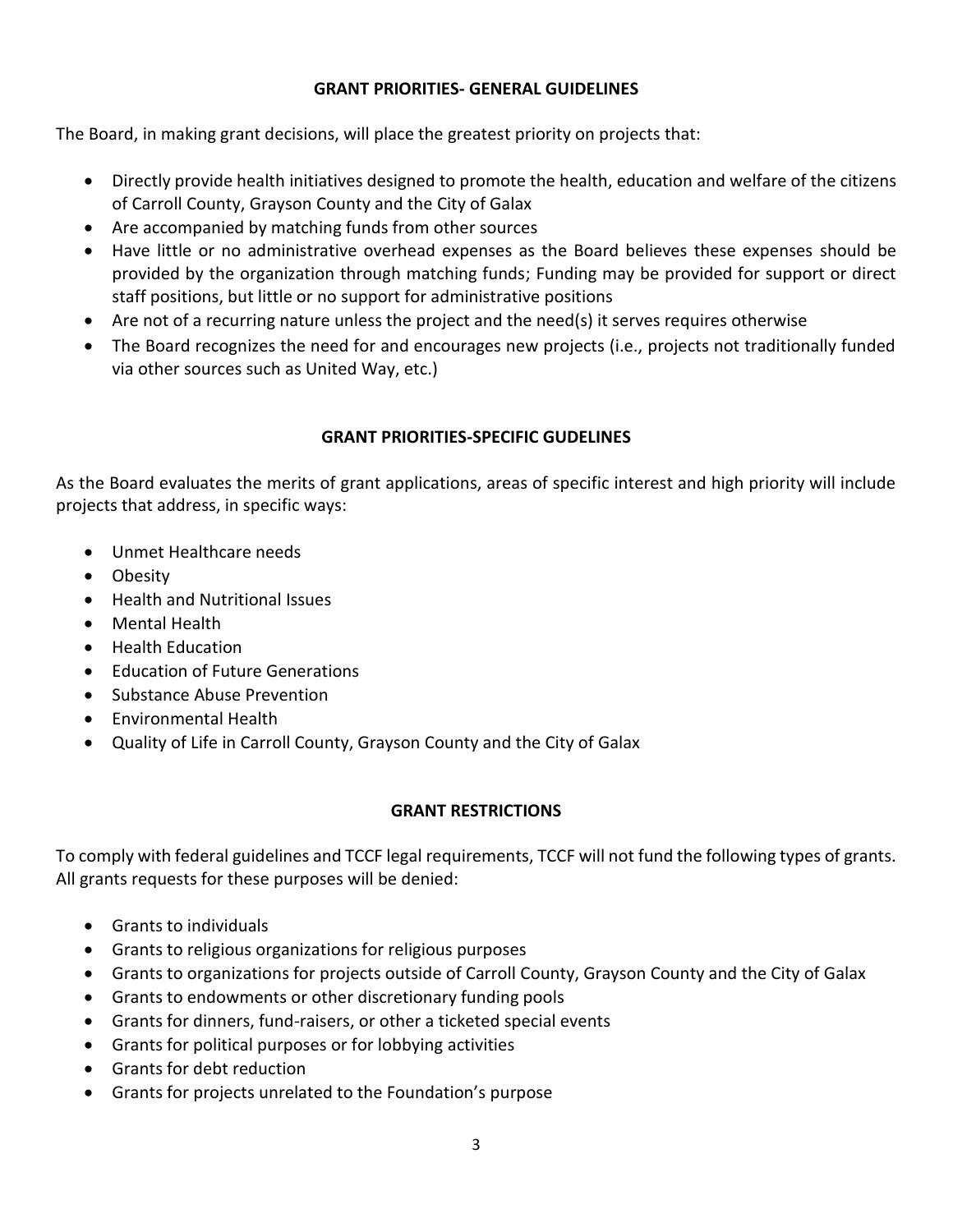## GRANT PRIORITIES- GENERAL GUIDELINES

The Board, in making grant decisions, will place the greatest priority on projects that:

- Directly provide health initiatives designed to promote the health, education and welfare of the citizens of Carroll County, Grayson County and the City of Galax
- Are accompanied by matching funds from other sources
- Have little or no administrative overhead expenses as the Board believes these expenses should be provided by the organization through matching funds; Funding may be provided for support or direct staff positions, but little or no support for administrative positions
- Are not of a recurring nature unless the project and the need(s) it serves requires otherwise
- The Board recognizes the need for and encourages new projects (i.e., projects not traditionally funded via other sources such as United Way, etc.)

## GRANT PRIORITIES-SPECIFIC GUIDELINES

As the Board evaluates the merits of grant applications, areas of specific interest and high priority will include projects that address, in specific ways:

- Unmet Healthcare needs
- Obesity
- Health and Nutritional Issues
- Mental Health
- Health Education
- Education of Future Generations
- Substance Abuse Prevention
- Environmental Health
- Quality of Life in Carroll County, Grayson County and the City of Galax

## GRANT RESTRICTIONS

To comply with federal guidelines and TCCF legal requirements, TCCF will not fund the following types of grants. All grants requests for these purposes will be denied:

- Grants to individuals
- Grants to religious organizations for religious purposes
- Grants to organizations for projects outside of Carroll County, Grayson County and the City of Galax
- Grants to endowments or other discretionary funding pools
- Grants for dinners, fund-raisers, or other a ticketed special events
- Grants for political purposes or for lobbying activities
- Grants for debt reduction
- Grants for projects unrelated to the Foundation's purpose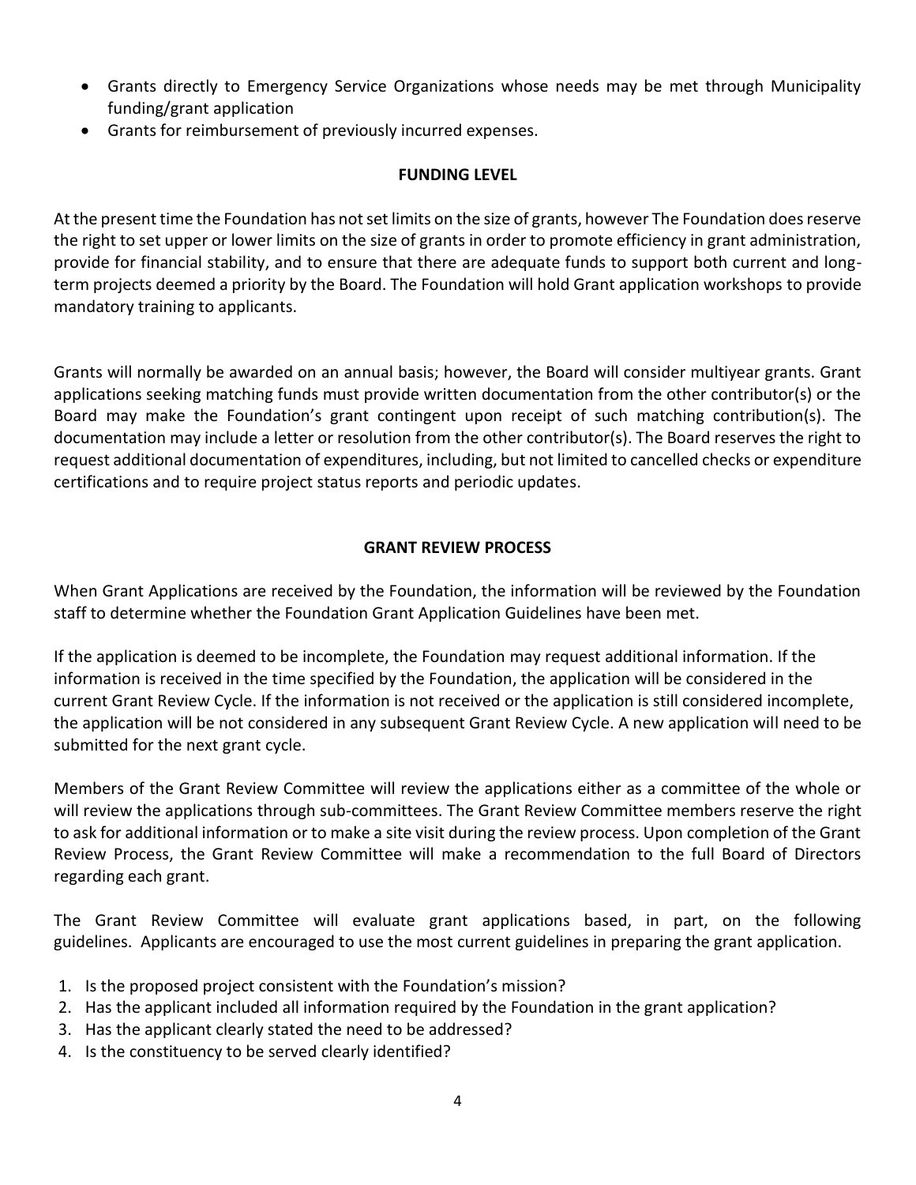- Grants directly to Emergency Service Organizations whose needs may be met through Municipality funding/grant application
- Grants for reimbursement of previously incurred expenses.

## FUNDING LEVEL

At the present time the Foundation has not set limits on the size of grants, however The Foundation does reserve the right to set upper or lower limits on the size of grants in order to promote efficiency in grant administration, provide for financial stability, and to ensure that there are adequate funds to support both current and long-term projects deemed a priority by the Board. The Foundation will hold Grant application workshops to provide mandatory training to applicants.

Grants will normally be awarded on an annual basis; however, the Board will consider multiyear grants. Grant applications seeking matching funds must provide written documentation from the other contributor(s) or the Board may make the Foundation's grant contingent upon receipt of such matching contribution(s). The documentation may include a letter or resolution from the other contributor(s). The Board reserves the right to request additional documentation of expenditures, including, but not limited to cancelled checks or expenditure certifications and to require project status reports and periodic updates.

## GRANT REVIEW PROCESS

When Grant Applications are received by the Foundation, the information will be reviewed by the Foundation staff to determine whether the Foundation Grant Application Guidelines have been met.

If the application is deemed to be incomplete, the Foundation may request additional information. If the information is received in the time specified by the Foundation, the application will be considered in the current Grant Review Cycle. If the information is not received or the application is still considered incomplete, the application will be not considered in any subsequent Grant Review Cycle. A new application will need to be submitted for the next grant cycle.

Members of the Grant Review Committee will review the applications either as a committee of the whole or will review the applications through sub-committees. The Grant Review Committee members reserve the right to ask for additional information or to make a site visit during the review process. Upon completion of the Grant Review Process, the Grant Review Committee will make a recommendation to the full Board of Directors regarding each grant.

The Grant Review Committee will evaluate grant applications based, in part, on the following guidelines. Applicants are encouraged to use the most current guidelines in preparing the grant application.

1. Is the proposed project consistent with the Foundation's mission?
2. Has the applicant included all information required by the Foundation in the grant application?
3. Has the applicant clearly stated the need to be addressed?
4. Is the constituency to be served clearly identified?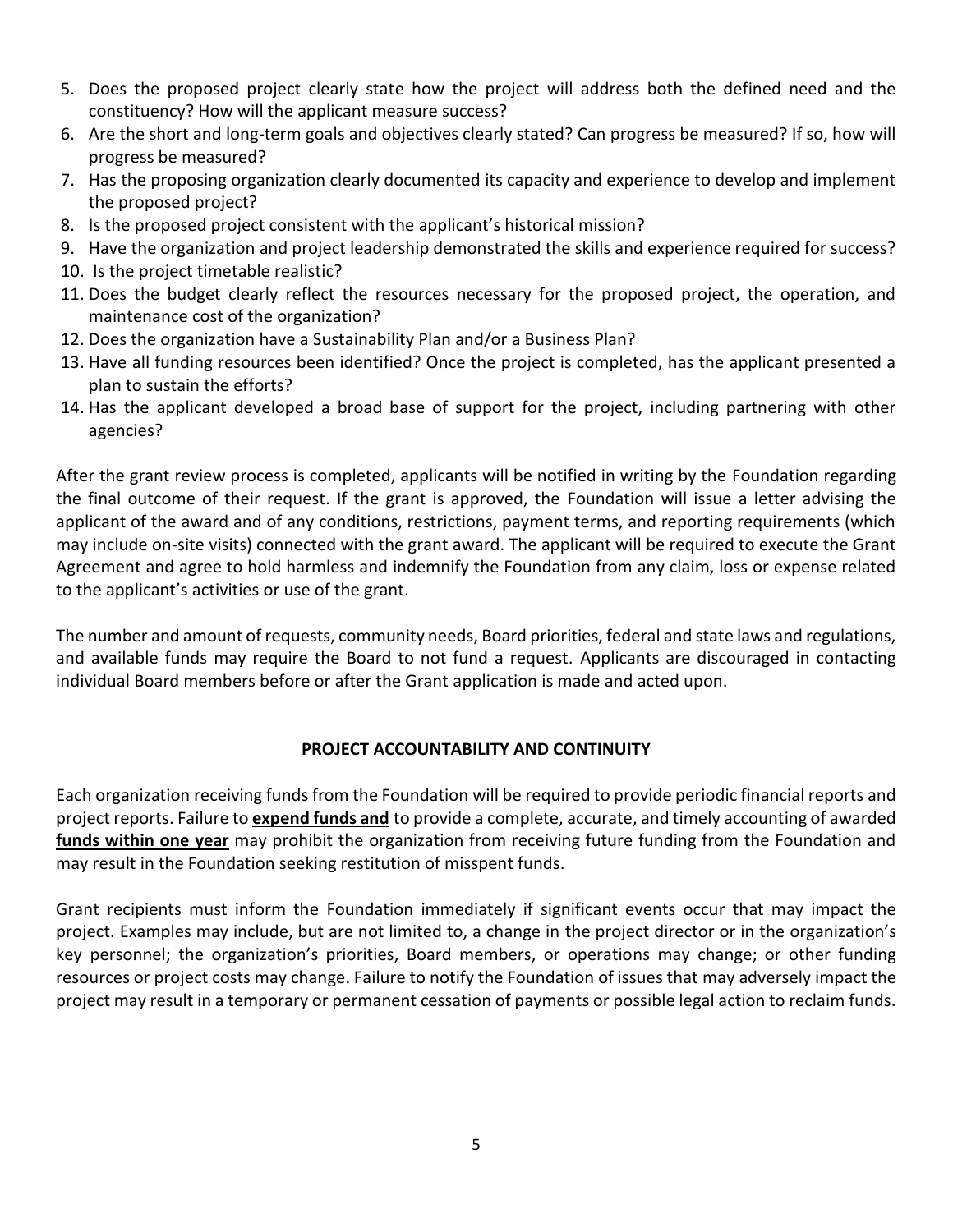5. Does the proposed project clearly state how the project will address both the defined need and the constituency? How will the applicant measure success?
6. Are the short and long-term goals and objectives clearly stated? Can progress be measured? If so, how will progress be measured?
7. Has the proposing organization clearly documented its capacity and experience to develop and implement the proposed project?
8. Is the proposed project consistent with the applicant's historical mission?
9. Have the organization and project leadership demonstrated the skills and experience required for success?
10. Is the project timetable realistic?
11. Does the budget clearly reflect the resources necessary for the proposed project, the operation, and maintenance cost of the organization?
12. Does the organization have a Sustainability Plan and/or a Business Plan?
13. Have all funding resources been identified? Once the project is completed, has the applicant presented a plan to sustain the efforts?
14. Has the applicant developed a broad base of support for the project, including partnering with other agencies?

After the grant review process is completed, applicants will be notified in writing by the Foundation regarding the final outcome of their request. If the grant is approved, the Foundation will issue a letter advising the applicant of the award and of any conditions, restrictions, payment terms, and reporting requirements (which may include on-site visits) connected with the grant award. The applicant will be required to execute the Grant Agreement and agree to hold harmless and indemnify the Foundation from any claim, loss or expense related to the applicant's activities or use of the grant.

The number and amount of requests, community needs, Board priorities, federal and state laws and regulations, and available funds may require the Board to not fund a request. Applicants are discouraged in contacting individual Board members before or after the Grant application is made and acted upon.

## PROJECT ACCOUNTABILITY AND CONTINUITY

Each organization receiving funds from the Foundation will be required to provide periodic financial reports and project reports. Failure to **expend funds and** to provide a complete, accurate, and timely accounting of awarded **funds within one year** may prohibit the organization from receiving future funding from the Foundation and may result in the Foundation seeking restitution of misspent funds.

Grant recipients must inform the Foundation immediately if significant events occur that may impact the project. Examples may include, but are not limited to, a change in the project director or in the organization's key personnel; the organization's priorities, Board members, or operations may change; or other funding resources or project costs may change. Failure to notify the Foundation of issues that may adversely impact the project may result in a temporary or permanent cessation of payments or possible legal action to reclaim funds.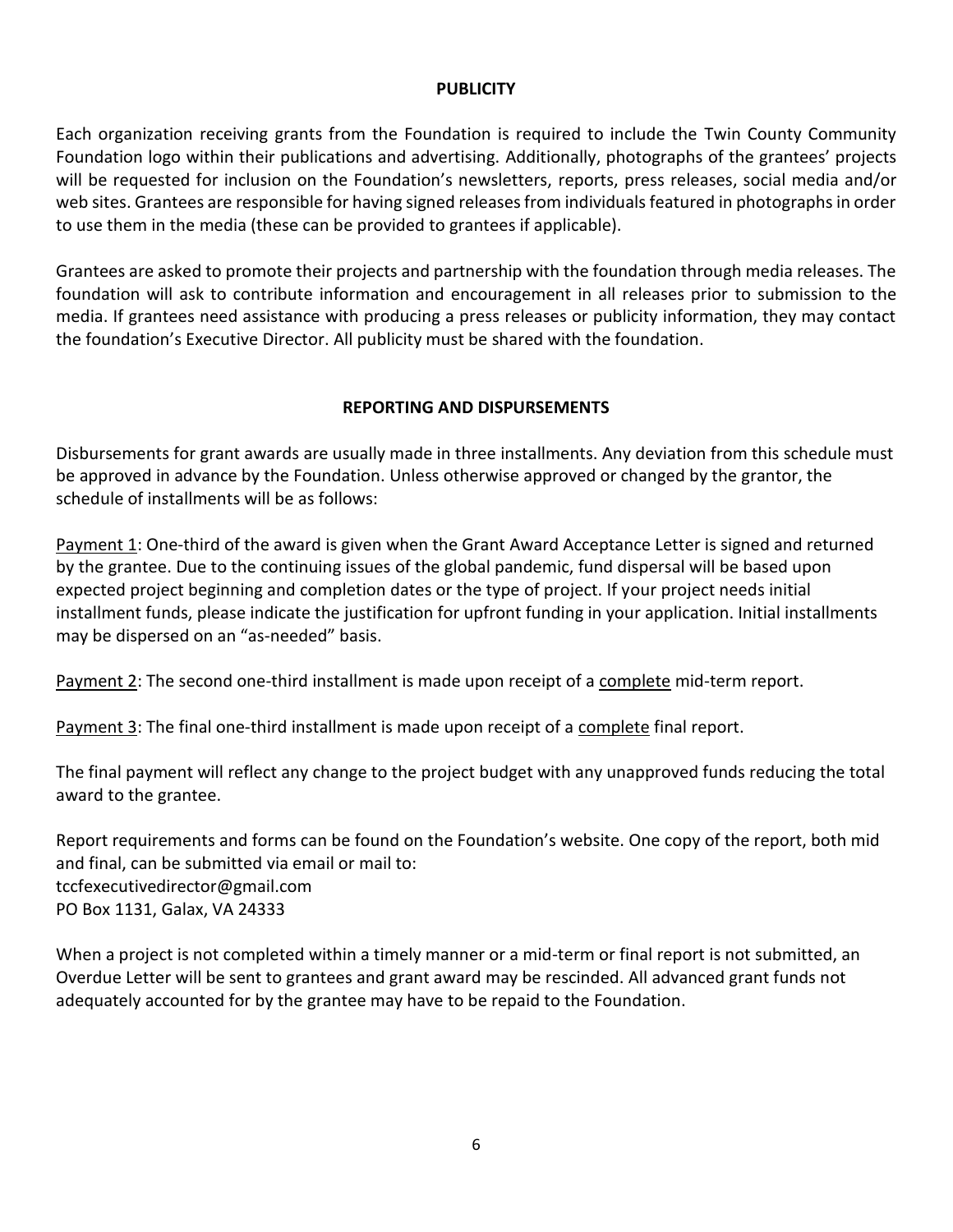## PUBLICITY

Each organization receiving grants from the Foundation is required to include the Twin County Community Foundation logo within their publications and advertising. Additionally, photographs of the grantees' projects will be requested for inclusion on the Foundation's newsletters, reports, press releases, social media and/or web sites. Grantees are responsible for having signed releases from individuals featured in photographs in order to use them in the media (these can be provided to grantees if applicable).

Grantees are asked to promote their projects and partnership with the foundation through media releases. The foundation will ask to contribute information and encouragement in all releases prior to submission to the media. If grantees need assistance with producing a press releases or publicity information, they may contact the foundation's Executive Director. All publicity must be shared with the foundation.

## REPORTING AND DISPURSEMENTS

Disbursements for grant awards are usually made in three installments. Any deviation from this schedule must be approved in advance by the Foundation. Unless otherwise approved or changed by the grantor, the schedule of installments will be as follows:

Payment 1: One-third of the award is given when the Grant Award Acceptance Letter is signed and returned by the grantee. Due to the continuing issues of the global pandemic, fund dispersal will be based upon expected project beginning and completion dates or the type of project. If your project needs initial installment funds, please indicate the justification for upfront funding in your application. Initial installments may be dispersed on an "as-needed" basis.

Payment 2: The second one-third installment is made upon receipt of a complete mid-term report.

Payment 3: The final one-third installment is made upon receipt of a complete final report.

The final payment will reflect any change to the project budget with any unapproved funds reducing the total award to the grantee.

Report requirements and forms can be found on the Foundation's website. One copy of the report, both mid and final, can be submitted via email or mail to:
tccfexecutivedirector@gmail.com
PO Box 1131, Galax, VA 24333

When a project is not completed within a timely manner or a mid-term or final report is not submitted, an Overdue Letter will be sent to grantees and grant award may be rescinded. All advanced grant funds not adequately accounted for by the grantee may have to be repaid to the Foundation.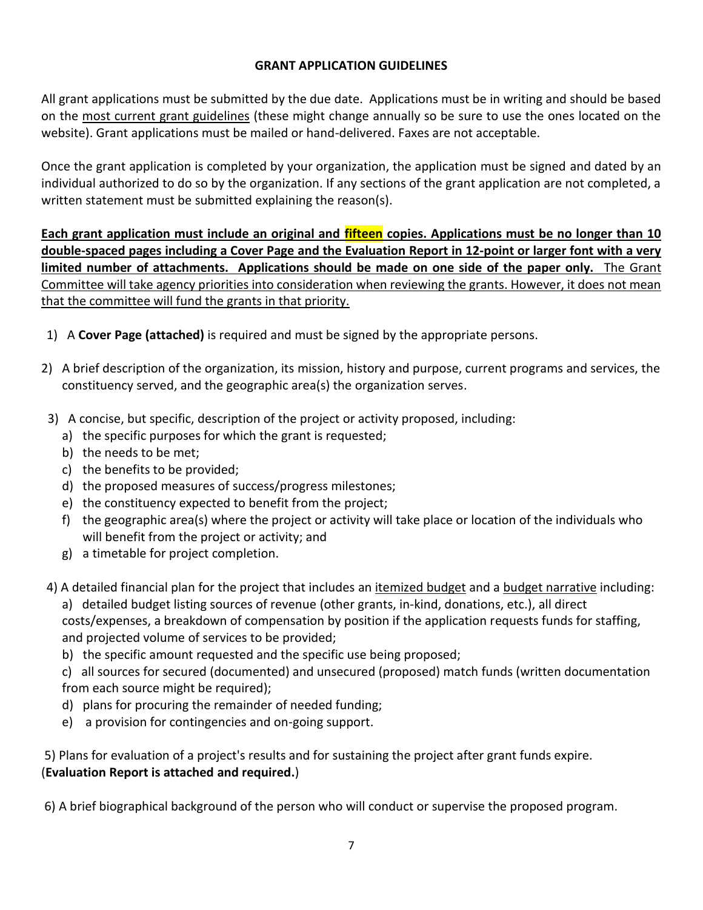## GRANT APPLICATION GUIDELINES

All grant applications must be submitted by the due date. Applications must be in writing and should be based on the most current grant guidelines (these might change annually so be sure to use the ones located on the website). Grant applications must be mailed or hand-delivered. Faxes are not acceptable.

Once the grant application is completed by your organization, the application must be signed and dated by an individual authorized to do so by the organization. If any sections of the grant application are not completed, a written statement must be submitted explaining the reason(s).

**Each grant application must include an original and fifteen copies. Applications must be no longer than 10 double-spaced pages including a Cover Page and the Evaluation Report in 12-point or larger font with a very limited number of attachments. Applications should be made on one side of the paper only.** The Grant Committee will take agency priorities into consideration when reviewing the grants. However, it does not mean that the committee will fund the grants in that priority.

1) A **Cover Page (attached)** is required and must be signed by the appropriate persons.

2) A brief description of the organization, its mission, history and purpose, current programs and services, the constituency served, and the geographic area(s) the organization serves.

3) A concise, but specific, description of the project or activity proposed, including:
   a) the specific purposes for which the grant is requested;
   b) the needs to be met;
   c) the benefits to be provided;
   d) the proposed measures of success/progress milestones;
   e) the constituency expected to benefit from the project;
   f) the geographic area(s) where the project or activity will take place or location of the individuals who will benefit from the project or activity; and
   g) a timetable for project completion.

4) A detailed financial plan for the project that includes an itemized budget and a budget narrative including:
   a) detailed budget listing sources of revenue (other grants, in-kind, donations, etc.), all direct costs/expenses, a breakdown of compensation by position if the application requests funds for staffing, and projected volume of services to be provided;
   b) the specific amount requested and the specific use being proposed;
   c) all sources for secured (documented) and unsecured (proposed) match funds (written documentation from each source might be required);
   d) plans for procuring the remainder of needed funding;
   e) a provision for contingencies and on-going support.

5) Plans for evaluation of a project's results and for sustaining the project after grant funds expire. (**Evaluation Report is attached and required.**)

6) A brief biographical background of the person who will conduct or supervise the proposed program.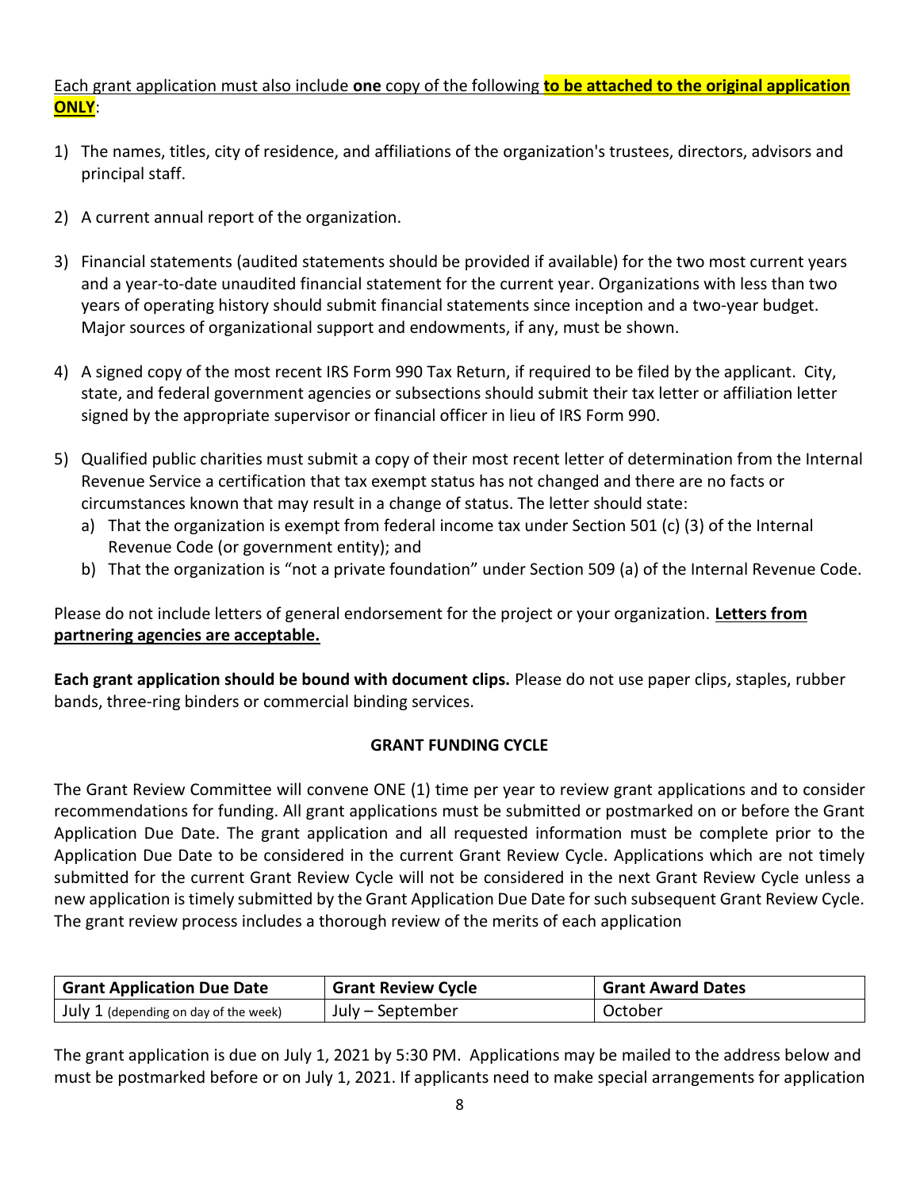Each grant application must also include **one** copy of the following **to be attached to the original application ONLY**:

1) The names, titles, city of residence, and affiliations of the organization's trustees, directors, advisors and principal staff.
2) A current annual report of the organization.
3) Financial statements (audited statements should be provided if available) for the two most current years and a year-to-date unaudited financial statement for the current year. Organizations with less than two years of operating history should submit financial statements since inception and a two-year budget. Major sources of organizational support and endowments, if any, must be shown.
4) A signed copy of the most recent IRS Form 990 Tax Return, if required to be filed by the applicant. City, state, and federal government agencies or subsections should submit their tax letter or affiliation letter signed by the appropriate supervisor or financial officer in lieu of IRS Form 990.
5) Qualified public charities must submit a copy of their most recent letter of determination from the Internal Revenue Service a certification that tax exempt status has not changed and there are no facts or circumstances known that may result in a change of status. The letter should state:
   a) That the organization is exempt from federal income tax under Section 501 (c) (3) of the Internal Revenue Code (or government entity); and
   b) That the organization is "not a private foundation" under Section 509 (a) of the Internal Revenue Code.

Please do not include letters of general endorsement for the project or your organization. **Letters from partnering agencies are acceptable.**

**Each grant application should be bound with document clips.** Please do not use paper clips, staples, rubber bands, three-ring binders or commercial binding services.

## GRANT FUNDING CYCLE

The Grant Review Committee will convene ONE (1) time per year to review grant applications and to consider recommendations for funding. All grant applications must be submitted or postmarked on or before the Grant Application Due Date. The grant application and all requested information must be complete prior to the Application Due Date to be considered in the current Grant Review Cycle. Applications which are not timely submitted for the current Grant Review Cycle will not be considered in the next Grant Review Cycle unless a new application is timely submitted by the Grant Application Due Date for such subsequent Grant Review Cycle. The grant review process includes a thorough review of the merits of each application

| Grant Application Due Date | Grant Review Cycle | Grant Award Dates |
| --- | --- | --- |
| July 1 (depending on day of the week) | July – September | October |

The grant application is due on July 1, 2021 by 5:30 PM. Applications may be mailed to the address below and must be postmarked before or on July 1, 2021. If applicants need to make special arrangements for application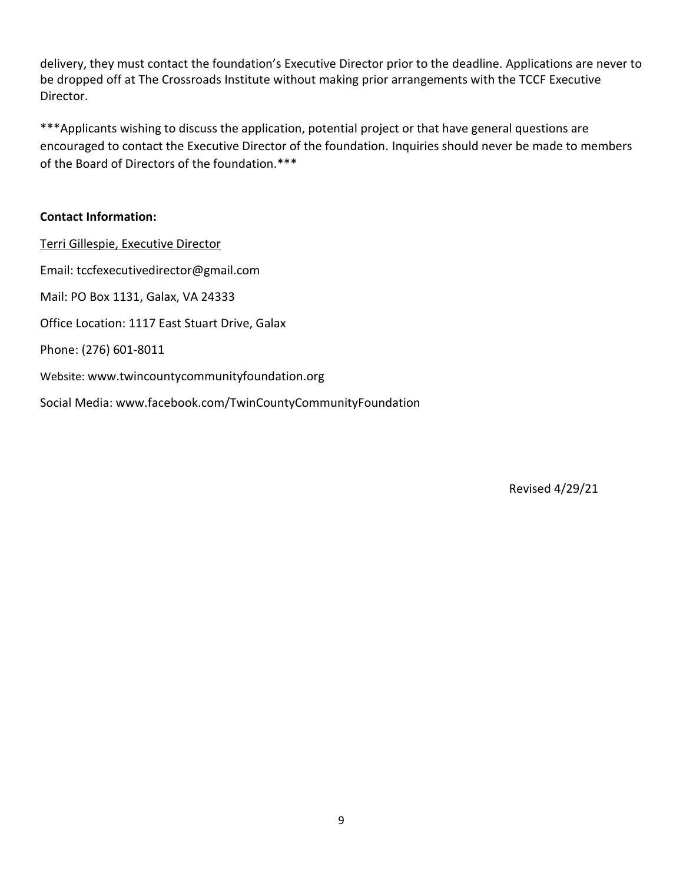delivery, they must contact the foundation's Executive Director prior to the deadline. Applications are never to be dropped off at The Crossroads Institute without making prior arrangements with the TCCF Executive Director.

***Applicants wishing to discuss the application, potential project or that have general questions are encouraged to contact the Executive Director of the foundation. Inquiries should never be made to members of the Board of Directors of the foundation.***

**Contact Information:**

<u>Terri Gillespie, Executive Director</u>

Email: tccfexecutivedirector@gmail.com

Mail: PO Box 1131, Galax, VA 24333

Office Location: 1117 East Stuart Drive, Galax

Phone: (276) 601-8011

Website: www.twincountycommunityfoundation.org

Social Media: www.facebook.com/TwinCountyCommunityFoundation

Revised 4/29/21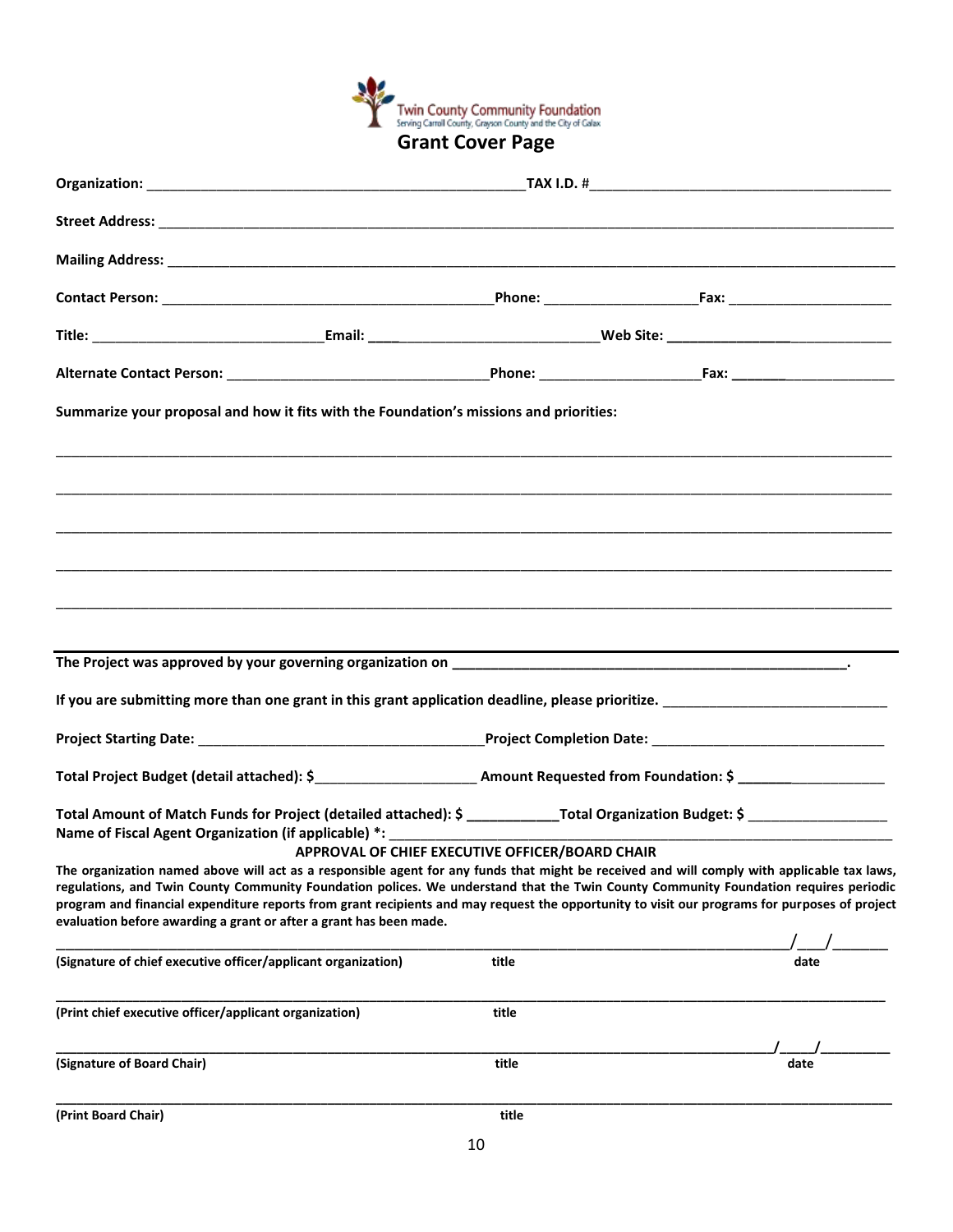Twin County Community Foundation
Serving Carroll County, Grayson County and the City of Galax

# Grant Cover Page

**Organization:** ______________________________________________ **TAX I.D. #**____________________________________

**Street Address:** ____________________________________________________________________________________

**Mailing Address:** ___________________________________________________________________________________

**Contact Person:** ________________________________________ **Phone:** __________________ **Fax:** ____________________

**Title:** ____________________________ **Email:** ___________________________ **Web Site:** ____________________________

**Alternate Contact Person:** _________________________________ **Phone:** ___________________ **Fax:** _____________________

**Summarize your proposal and how it fits with the Foundation's missions and priorities:**

_____________________________________________________________________________________________________

_____________________________________________________________________________________________________

_____________________________________________________________________________________________________

_____________________________________________________________________________________________________

_____________________________________________________________________________________________________

**The Project was approved by your governing organization on** ___________________________________________________.

**If you are submitting more than one grant in this grant application deadline, please prioritize.** ____________________________

**Project Starting Date:** __________________________________ **Project Completion Date:** _____________________________

**Total Project Budget (detail attached): $**____________________ **Amount Requested from Foundation: $** __________________

**Total Amount of Match Funds for Project (detailed attached): $** ___________ **Total Organization Budget: $** _________________

**Name of Fiscal Agent Organization (if applicable) *:** ___________________________________________________________

**APPROVAL OF CHIEF EXECUTIVE OFFICER/BOARD CHAIR**

**The organization named above will act as a responsible agent for any funds that might be received and will comply with applicable tax laws, regulations, and Twin County Community Foundation polices. We understand that the Twin County Community Foundation requires periodic program and financial expenditure reports from grant recipients and may request the opportunity to visit our programs for purposes of project evaluation before awarding a grant or after a grant has been made.**

_____________________________________________________________________________________ ___/___/______

**(Signature of chief executive officer/applicant organization)** **title** **date**

_____________________________________________________________________________________________________

**(Print chief executive officer/applicant organization)** **title**

_____________________________________________________________________________________ ___/___/______

**(Signature of Board Chair)** **title** **date**

_____________________________________________________________________________________________________

**(Print Board Chair)** **title**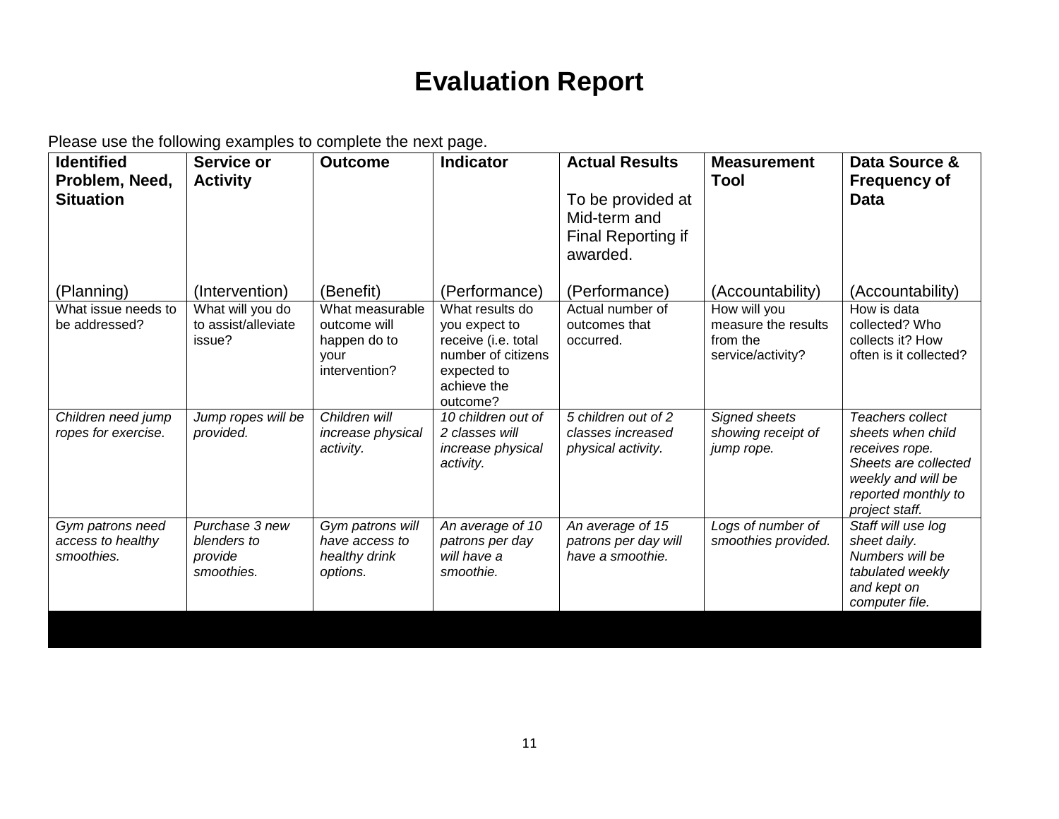# Evaluation Report

Please use the following examples to complete the next page.

| **Identified Problem, Need, Situation**<br><br>(Planning) | **Service or Activity**<br><br>(Intervention) | **Outcome**<br><br>(Benefit) | **Indicator**<br><br>(Performance) | **Actual Results**<br><br>To be provided at Mid-term and Final Reporting if awarded.<br><br>(Performance) | **Measurement Tool**<br><br>(Accountability) | **Data Source & Frequency of Data**<br><br>(Accountability) |
|---|---|---|---|---|---|---|
| What issue needs to be addressed? | What will you do to assist/alleviate issue? | What measurable outcome will happen do to your intervention? | What results do you expect to receive (i.e. total number of citizens expected to achieve the outcome? | Actual number of outcomes that occurred. | How will you measure the results from the service/activity? | How is data collected? Who collects it? How often is it collected? |
| *Children need jump ropes for exercise.* | *Jump ropes will be provided.* | *Children will increase physical activity.* | *10 children out of 2 classes will increase physical activity.* | *5 children out of 2 classes increased physical activity.* | *Signed sheets showing receipt of jump rope.* | *Teachers collect sheets when child receives rope. Sheets are collected weekly and will be reported monthly to project staff.* |
| *Gym patrons need access to healthy smoothies.* | *Purchase 3 new blenders to provide smoothies.* | *Gym patrons will have access to healthy drink options.* | *An average of 10 patrons per day will have a smoothie.* | *An average of 15 patrons per day will have a smoothie.* | *Logs of number of smoothies provided.* | *Staff will use log sheet daily. Numbers will be tabulated weekly and kept on computer file.* |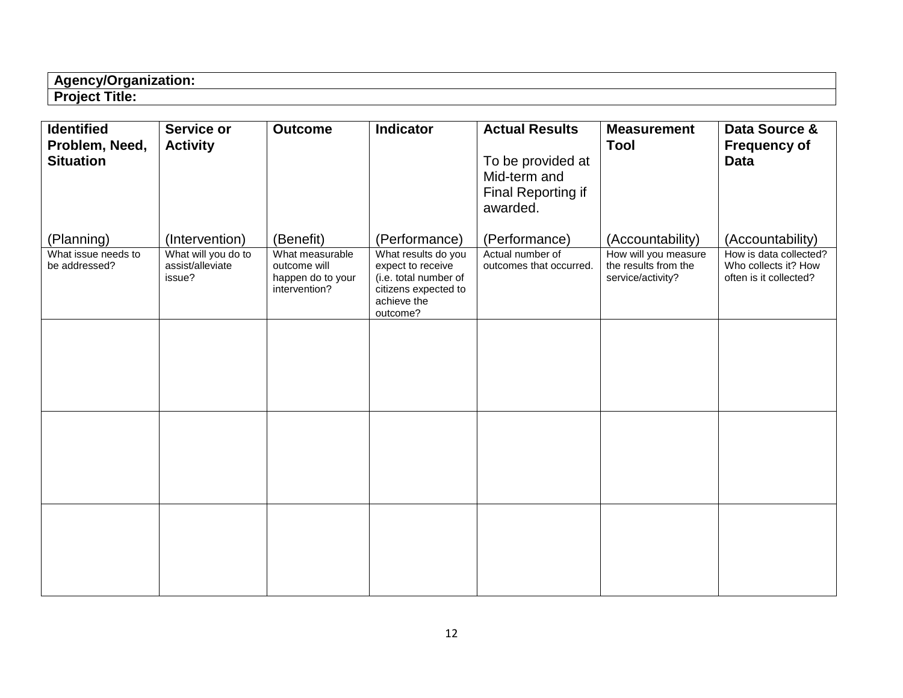| | |
|---|---|
| **Agency/Organization:** | |
| **Project Title:** | |

| **Identified Problem, Need, Situation**<br><br>(Planning) | **Service or Activity**<br><br>(Intervention) | **Outcome**<br><br>(Benefit) | **Indicator**<br><br>(Performance) | **Actual Results**<br><br>To be provided at Mid-term and Final Reporting if awarded.<br><br>(Performance) | **Measurement Tool**<br><br>(Accountability) | **Data Source & Frequency of Data**<br><br>(Accountability) |
|---|---|---|---|---|---|---|
| What issue needs to be addressed? | What will you do to assist/alleviate issue? | What measurable outcome will happen do to your intervention? | What results do you expect to receive (i.e. total number of citizens expected to achieve the outcome? | Actual number of outcomes that occurred. | How will you measure the results from the service/activity? | How is data collected? Who collects it? How often is it collected? |
| | | | | | | |
| | | | | | | |
| | | | | | | |